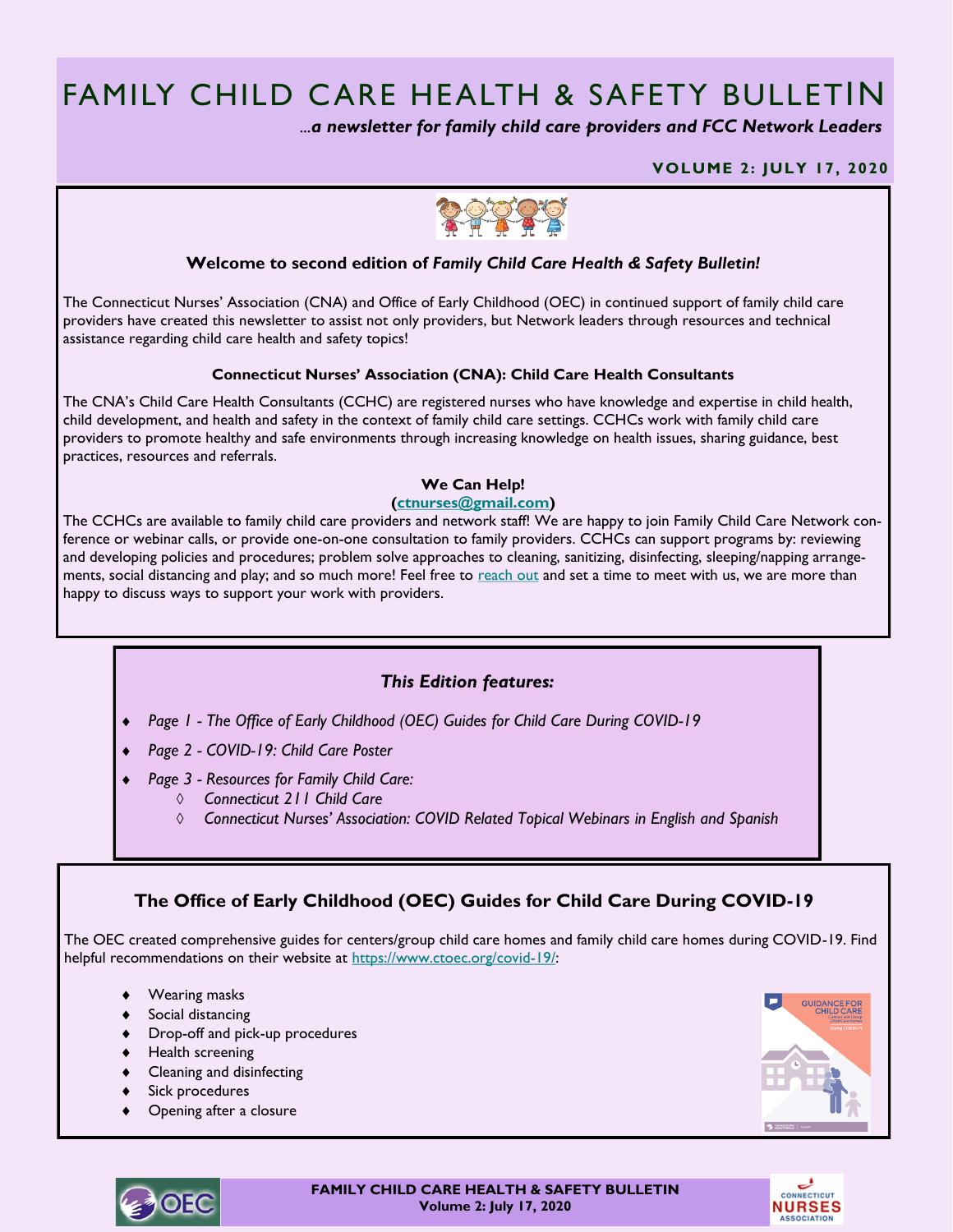# FAMILY CHILD CARE HEALTH & SAFETY BULLETIN

*...a newsletter for family child care providers and FCC Network Leaders*

**VOLUME 2: JULY 17, 2020**

### Welcome to second edition of *Family Child Care Health & Safety Bulletin!*

The Connecticut Nurses' Association (CNA) and Office of Early Childhood (OEC) in continued support of family child care providers have created this newsletter to assist not only providers, but Network leaders through resources and technical assistance regarding child care health and safety topics!

### Connecticut Nurses' Association (CNA): Child Care Health Consultants

The CNA's Child Care Health Consultants (CCHC) are registered nurses who have knowledge and expertise in child health, child development, and health and safety in the context of family child care settings. CCHCs work with family child care providers to promote healthy and safe environments through increasing knowledge on health issues, sharing guidance, best practices, resources and referrals.

**We Can Help!**
**(ctnurses@gmail.com)**

The CCHCs are available to family child care providers and network staff! We are happy to join Family Child Care Network conference or webinar calls, or provide one-on-one consultation to family providers. CCHCs can support programs by: reviewing and developing policies and procedures; problem solve approaches to cleaning, sanitizing, disinfecting, sleeping/napping arrangements, social distancing and play; and so much more! Feel free to reach out and set a time to meet with us, we are more than happy to discuss ways to support your work with providers.

### *This Edition features:*

- *Page 1 - The Office of Early Childhood (OEC) Guides for Child Care During COVID-19*
- *Page 2 - COVID-19: Child Care Poster*
- *Page 3 - Resources for Family Child Care:*
  - *Connecticut 211 Child Care*
  - *Connecticut Nurses' Association: COVID Related Topical Webinars in English and Spanish*

## The Office of Early Childhood (OEC) Guides for Child Care During COVID-19

The OEC created comprehensive guides for centers/group child care homes and family child care homes during COVID-19. Find helpful recommendations on their website at https://www.ctoec.org/covid-19/:

- Wearing masks
- Social distancing
- Drop-off and pick-up procedures
- Health screening
- Cleaning and disinfecting
- Sick procedures
- Opening after a closure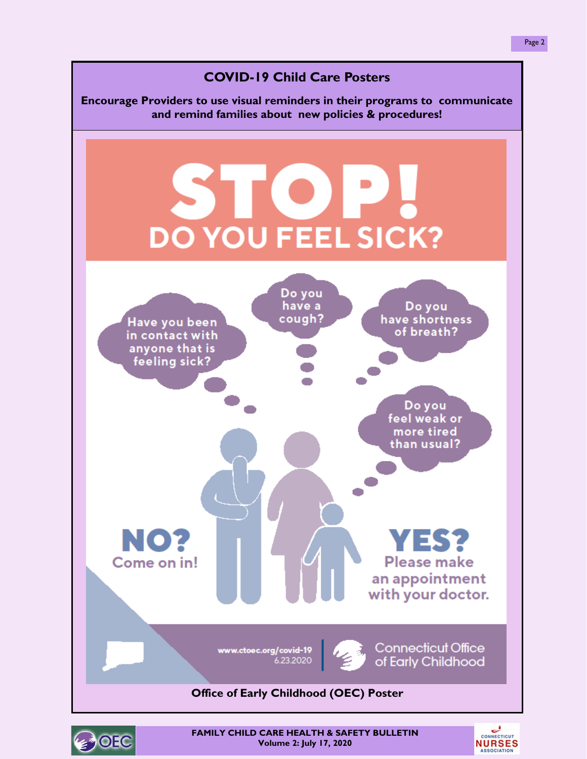## COVID-19 Child Care Posters

**Encourage Providers to use visual reminders in their programs to communicate and remind families about new policies & procedures!**

# STOP!

## DO YOU FEEL SICK?

Have you been in contact with anyone that is feeling sick?

Do you have a cough?

Do you have shortness of breath?

Do you feel weak or more tired than usual?

**NO?**
Come on in!

**YES?**
Please make an appointment with your doctor.

www.ctoec.org/covid-19
6.23.2020

Connecticut Office of Early Childhood

**Office of Early Childhood (OEC) Poster**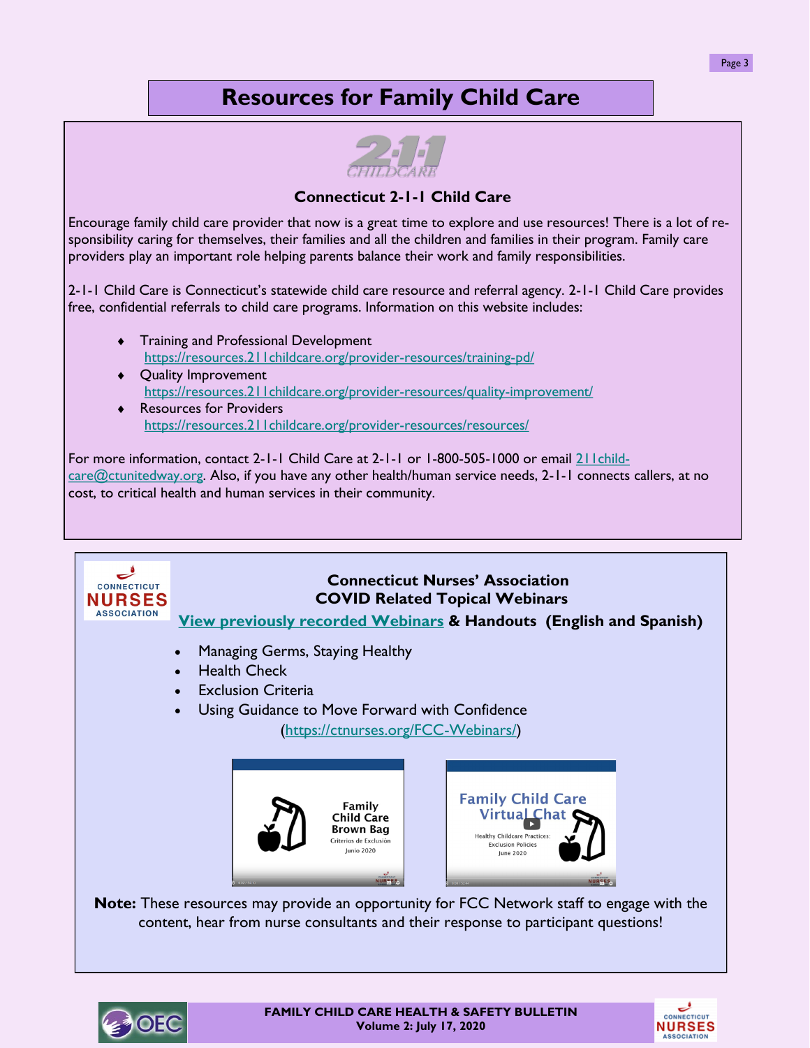# Resources for Family Child Care

### Connecticut 2-1-1 Child Care

Encourage family child care provider that now is a great time to explore and use resources! There is a lot of responsibility caring for themselves, their families and all the children and families in their program. Family care providers play an important role helping parents balance their work and family responsibilities.

2-1-1 Child Care is Connecticut's statewide child care resource and referral agency. 2-1-1 Child Care provides free, confidential referrals to child care programs. Information on this website includes:

- Training and Professional Development
  https://resources.211childcare.org/provider-resources/training-pd/
- Quality Improvement
  https://resources.211childcare.org/provider-resources/quality-improvement/
- Resources for Providers
  https://resources.211childcare.org/provider-resources/resources/

For more information, contact 2-1-1 Child Care at 2-1-1 or 1-800-505-1000 or email 211child-care@ctunitedway.org. Also, if you have any other health/human service needs, 2-1-1 connects callers, at no cost, to critical health and human services in their community.

### Connecticut Nurses' Association
### COVID Related Topical Webinars

**View previously recorded Webinars & Handouts (English and Spanish)**

- Managing Germs, Staying Healthy
- Health Check
- Exclusion Criteria
- Using Guidance to Move Forward with Confidence

(https://ctnurses.org/FCC-Webinars/)

**Note:** These resources may provide an opportunity for FCC Network staff to engage with the content, hear from nurse consultants and their response to participant questions!